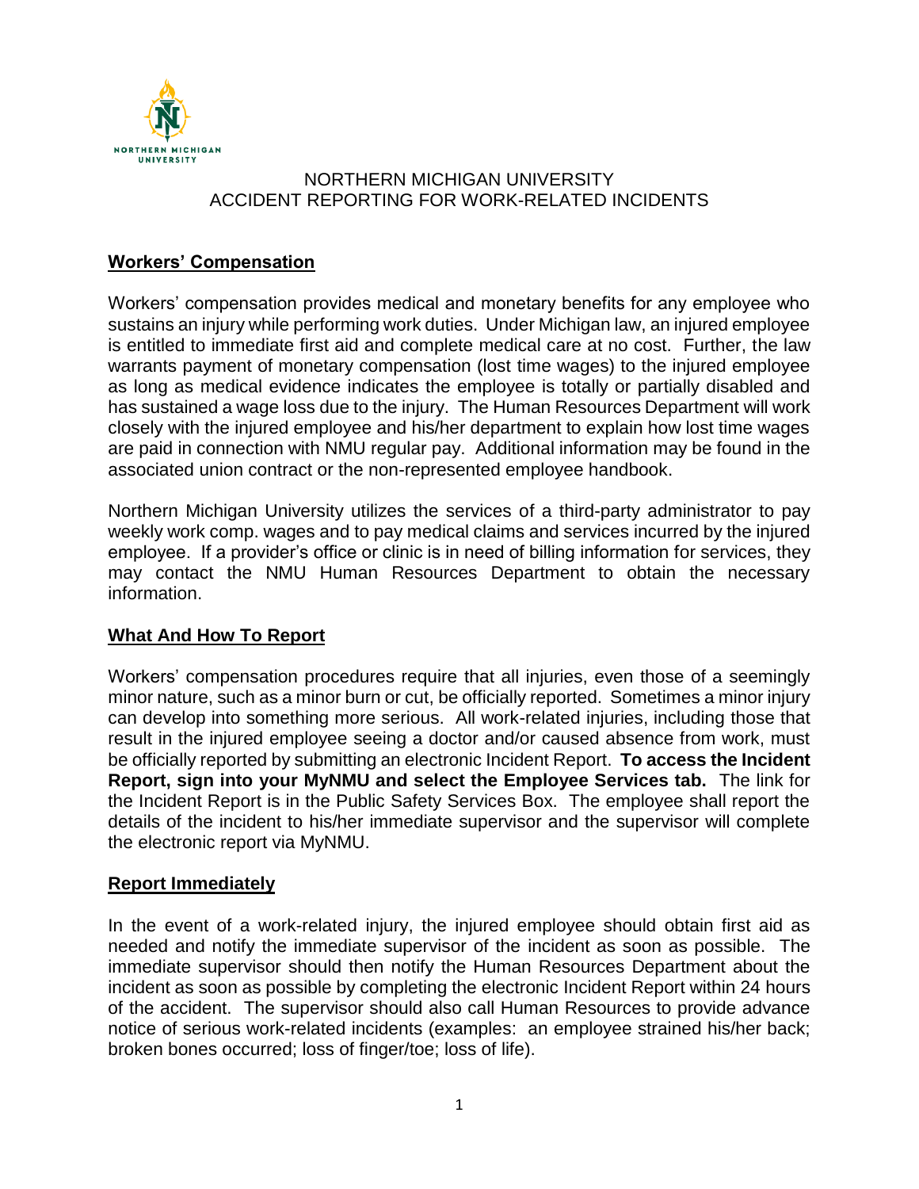# NORTHERN MICHIGAN UNIVERSITY
# ACCIDENT REPORTING FOR WORK-RELATED INCIDENTS

## Workers' Compensation

Workers' compensation provides medical and monetary benefits for any employee who sustains an injury while performing work duties. Under Michigan law, an injured employee is entitled to immediate first aid and complete medical care at no cost. Further, the law warrants payment of monetary compensation (lost time wages) to the injured employee as long as medical evidence indicates the employee is totally or partially disabled and has sustained a wage loss due to the injury. The Human Resources Department will work closely with the injured employee and his/her department to explain how lost time wages are paid in connection with NMU regular pay. Additional information may be found in the associated union contract or the non-represented employee handbook.

Northern Michigan University utilizes the services of a third-party administrator to pay weekly work comp. wages and to pay medical claims and services incurred by the injured employee. If a provider's office or clinic is in need of billing information for services, they may contact the NMU Human Resources Department to obtain the necessary information.

## What And How To Report

Workers' compensation procedures require that all injuries, even those of a seemingly minor nature, such as a minor burn or cut, be officially reported. Sometimes a minor injury can develop into something more serious. All work-related injuries, including those that result in the injured employee seeing a doctor and/or caused absence from work, must be officially reported by submitting an electronic Incident Report. **To access the Incident Report, sign into your MyNMU and select the Employee Services tab.** The link for the Incident Report is in the Public Safety Services Box. The employee shall report the details of the incident to his/her immediate supervisor and the supervisor will complete the electronic report via MyNMU.

## Report Immediately

In the event of a work-related injury, the injured employee should obtain first aid as needed and notify the immediate supervisor of the incident as soon as possible. The immediate supervisor should then notify the Human Resources Department about the incident as soon as possible by completing the electronic Incident Report within 24 hours of the accident. The supervisor should also call Human Resources to provide advance notice of serious work-related incidents (examples: an employee strained his/her back; broken bones occurred; loss of finger/toe; loss of life).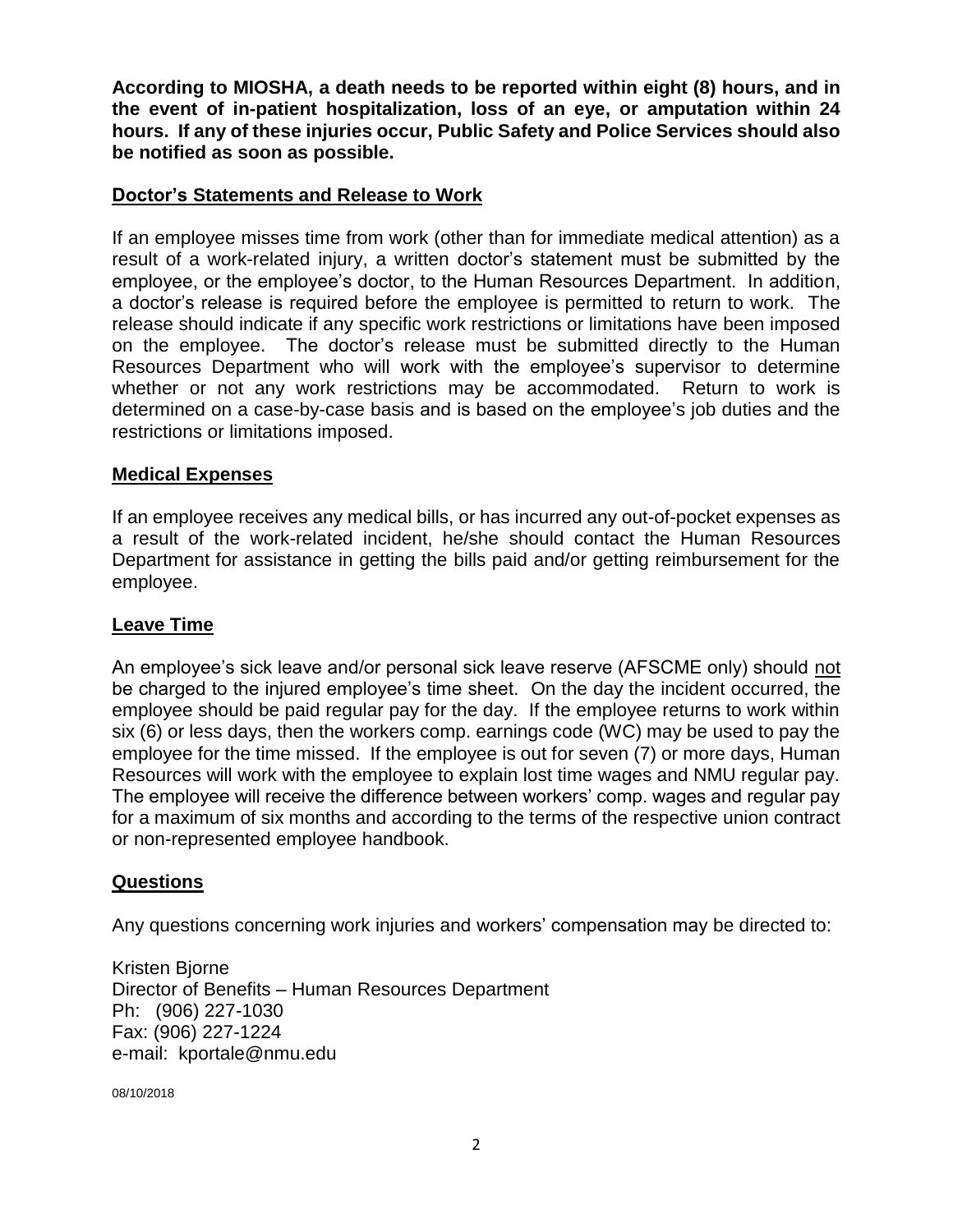**According to MIOSHA, a death needs to be reported within eight (8) hours, and in the event of in-patient hospitalization, loss of an eye, or amputation within 24 hours. If any of these injuries occur, Public Safety and Police Services should also be notified as soon as possible.**

## Doctor's Statements and Release to Work

If an employee misses time from work (other than for immediate medical attention) as a result of a work-related injury, a written doctor's statement must be submitted by the employee, or the employee's doctor, to the Human Resources Department. In addition, a doctor's release is required before the employee is permitted to return to work. The release should indicate if any specific work restrictions or limitations have been imposed on the employee. The doctor's release must be submitted directly to the Human Resources Department who will work with the employee's supervisor to determine whether or not any work restrictions may be accommodated. Return to work is determined on a case-by-case basis and is based on the employee's job duties and the restrictions or limitations imposed.

## Medical Expenses

If an employee receives any medical bills, or has incurred any out-of-pocket expenses as a result of the work-related incident, he/she should contact the Human Resources Department for assistance in getting the bills paid and/or getting reimbursement for the employee.

## Leave Time

An employee's sick leave and/or personal sick leave reserve (AFSCME only) should not be charged to the injured employee's time sheet. On the day the incident occurred, the employee should be paid regular pay for the day. If the employee returns to work within six (6) or less days, then the workers comp. earnings code (WC) may be used to pay the employee for the time missed. If the employee is out for seven (7) or more days, Human Resources will work with the employee to explain lost time wages and NMU regular pay. The employee will receive the difference between workers' comp. wages and regular pay for a maximum of six months and according to the terms of the respective union contract or non-represented employee handbook.

## Questions

Any questions concerning work injuries and workers' compensation may be directed to:

Kristen Bjorne
Director of Benefits – Human Resources Department
Ph: (906) 227-1030
Fax: (906) 227-1224
e-mail: kportale@nmu.edu

08/10/2018